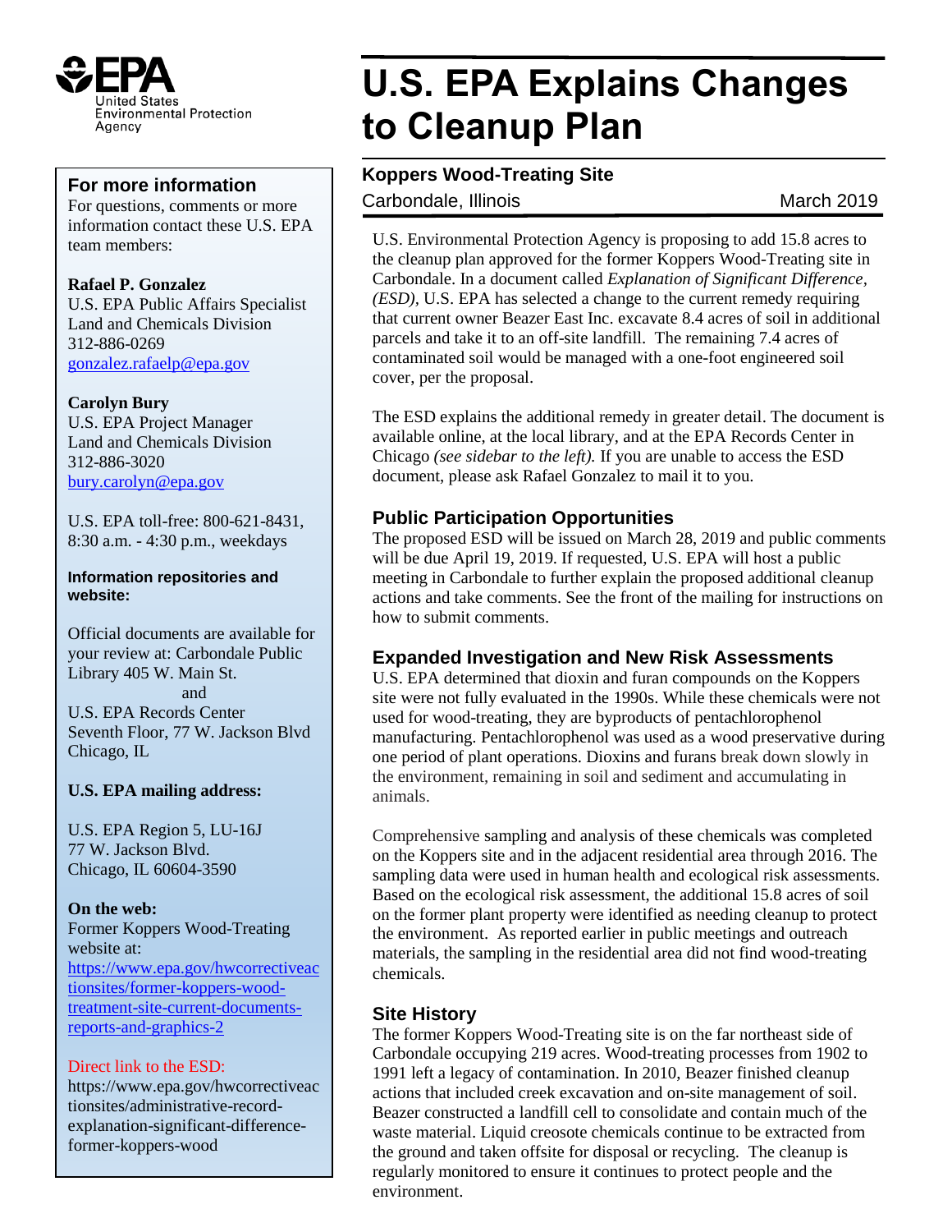EPA United States Environmental Protection Agency

# U.S. EPA Explains Changes to Cleanup Plan

## Koppers Wood-Treating Site

Carbondale, Illinois March 2019

U.S. Environmental Protection Agency is proposing to add 15.8 acres to the cleanup plan approved for the former Koppers Wood-Treating site in Carbondale. In a document called *Explanation of Significant Difference, (ESD),* U.S. EPA has selected a change to the current remedy requiring that current owner Beazer East Inc. excavate 8.4 acres of soil in additional parcels and take it to an off-site landfill. The remaining 7.4 acres of contaminated soil would be managed with a one-foot engineered soil cover, per the proposal.

The ESD explains the additional remedy in greater detail. The document is available online, at the local library, and at the EPA Records Center in Chicago *(see sidebar to the left).* If you are unable to access the ESD document, please ask Rafael Gonzalez to mail it to you.

### Public Participation Opportunities

The proposed ESD will be issued on March 28, 2019 and public comments will be due April 19, 2019. If requested, U.S. EPA will host a public meeting in Carbondale to further explain the proposed additional cleanup actions and take comments. See the front of the mailing for instructions on how to submit comments.

### Expanded Investigation and New Risk Assessments

U.S. EPA determined that dioxin and furan compounds on the Koppers site were not fully evaluated in the 1990s. While these chemicals were not used for wood-treating, they are byproducts of pentachlorophenol manufacturing. Pentachlorophenol was used as a wood preservative during one period of plant operations. Dioxins and furans break down slowly in the environment, remaining in soil and sediment and accumulating in animals.

Comprehensive sampling and analysis of these chemicals was completed on the Koppers site and in the adjacent residential area through 2016. The sampling data were used in human health and ecological risk assessments. Based on the ecological risk assessment, the additional 15.8 acres of soil on the former plant property were identified as needing cleanup to protect the environment. As reported earlier in public meetings and outreach materials, the sampling in the residential area did not find wood-treating chemicals.

### Site History

The former Koppers Wood-Treating site is on the far northeast side of Carbondale occupying 219 acres. Wood-treating processes from 1902 to 1991 left a legacy of contamination. In 2010, Beazer finished cleanup actions that included creek excavation and on-site management of soil. Beazer constructed a landfill cell to consolidate and contain much of the waste material. Liquid creosote chemicals continue to be extracted from the ground and taken offsite for disposal or recycling. The cleanup is regularly monitored to ensure it continues to protect people and the environment.

---

### For more information

For questions, comments or more information contact these U.S. EPA team members:

**Rafael P. Gonzalez**
U.S. EPA Public Affairs Specialist
Land and Chemicals Division
312-886-0269
gonzalez.rafaelp@epa.gov

**Carolyn Bury**
U.S. EPA Project Manager
Land and Chemicals Division
312-886-3020
bury.carolyn@epa.gov

U.S. EPA toll-free: 800-621-8431, 8:30 a.m. - 4:30 p.m., weekdays

**Information repositories and website:**

Official documents are available for your review at: Carbondale Public Library 405 W. Main St.
and
U.S. EPA Records Center
Seventh Floor, 77 W. Jackson Blvd
Chicago, IL

**U.S. EPA mailing address:**

U.S. EPA Region 5, LU-16J
77 W. Jackson Blvd.
Chicago, IL 60604-3590

**On the web:**
Former Koppers Wood-Treating website at:
https://www.epa.gov/hwcorrectiveactionsites/former-koppers-wood-treatment-site-current-documents-reports-and-graphics-2

Direct link to the ESD:
https://www.epa.gov/hwcorrectiveactionsites/administrative-record-explanation-significant-difference-former-koppers-wood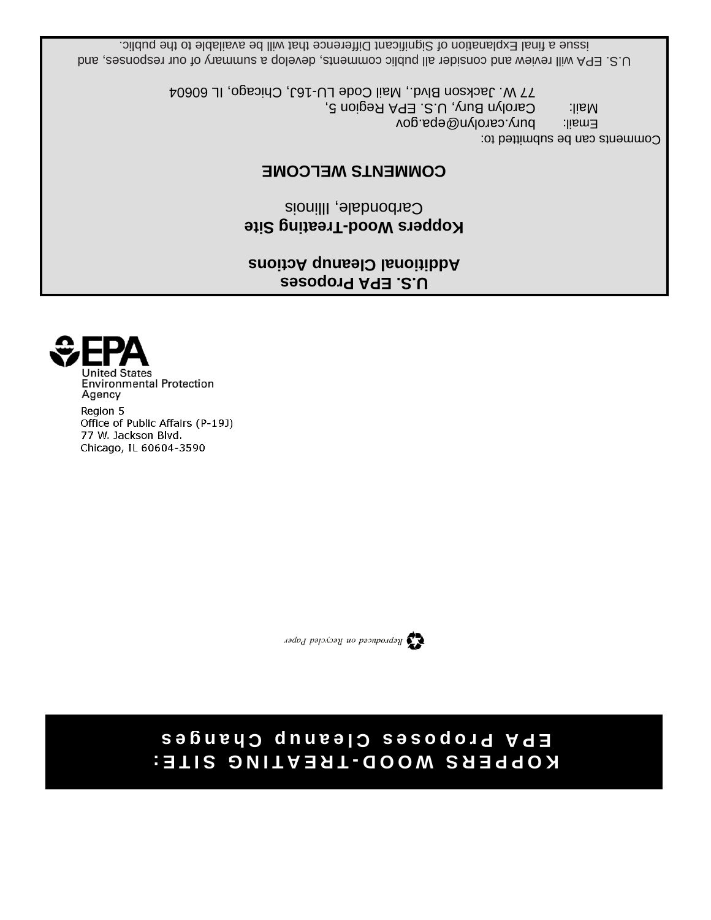## U.S. EPA Proposes Additional Cleanup Actions

**Koppers Wood-Treating Site**

Carbondale, Illinois

**COMMENTS WELCOME**

Comments can be submitted to:

Email: bury.carolyn@epa.gov

Mail: Carolyn Bury, U.S. EPA Region 5, 77 W. Jackson Blvd., Mail Code LU-16J, Chicago, IL 60604

U.S. EPA will review and consider all public comments, develop a summary of our responses, and issue a final Explanation of Significant Difference that will be available to the public.

United States Environmental Protection Agency

Region 5
Office of Public Affairs (P-19J)
77 W. Jackson Blvd.
Chicago, IL 60604-3590

*Reproduced on Recycled Paper*

# KOPPERS WOOD-TREATING SITE: EPA Proposes Cleanup Changes